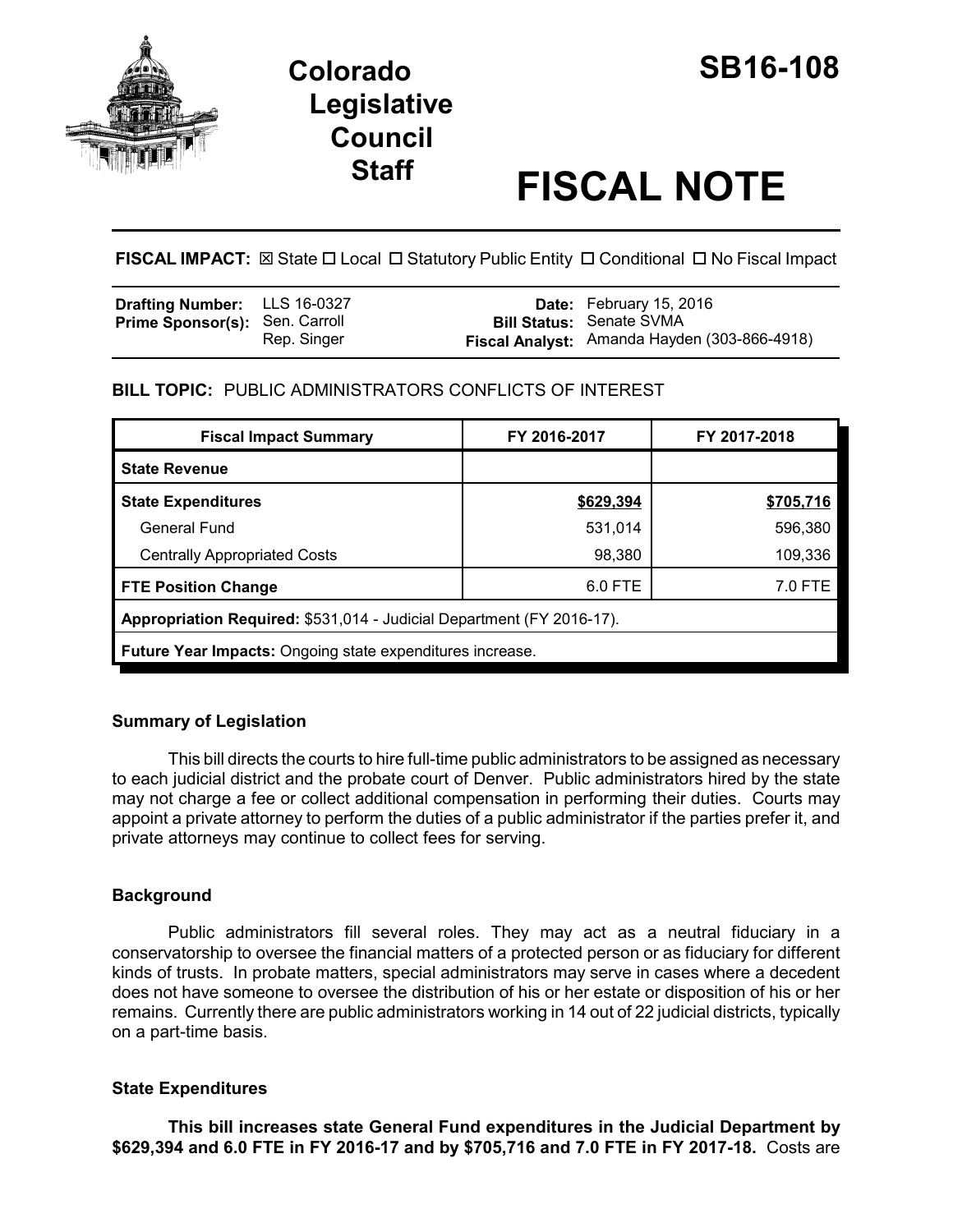# Colorado Legislative Council Staff

# SB16-108

# FISCAL NOTE

**FISCAL IMPACT:** ☒ State ☐ Local ☐ Statutory Public Entity ☐ Conditional ☐ No Fiscal Impact

| | | | |
|---|---|---|---|
| **Drafting Number:** | LLS 16-0327 | **Date:** | February 15, 2016 |
| **Prime Sponsor(s):** | Sen. Carroll<br>Rep. Singer | **Bill Status:**<br>**Fiscal Analyst:** | Senate SVMA<br>Amanda Hayden (303-866-4918) |

**BILL TOPIC:** PUBLIC ADMINISTRATORS CONFLICTS OF INTEREST

| Fiscal Impact Summary | FY 2016-2017 | FY 2017-2018 |
|---|---|---|
| **State Revenue** | | |
| **State Expenditures** | **$629,394** | **$705,716** |
| General Fund | 531,014 | 596,380 |
| Centrally Appropriated Costs | 98,380 | 109,336 |
| **FTE Position Change** | 6.0 FTE | 7.0 FTE |
| **Appropriation Required:** $531,014 - Judicial Department (FY 2016-17). | | |
| **Future Year Impacts:** Ongoing state expenditures increase. | | |

### Summary of Legislation

This bill directs the courts to hire full-time public administrators to be assigned as necessary to each judicial district and the probate court of Denver. Public administrators hired by the state may not charge a fee or collect additional compensation in performing their duties. Courts may appoint a private attorney to perform the duties of a public administrator if the parties prefer it, and private attorneys may continue to collect fees for serving.

### Background

Public administrators fill several roles. They may act as a neutral fiduciary in a conservatorship to oversee the financial matters of a protected person or as fiduciary for different kinds of trusts. In probate matters, special administrators may serve in cases where a decedent does not have someone to oversee the distribution of his or her estate or disposition of his or her remains. Currently there are public administrators working in 14 out of 22 judicial districts, typically on a part-time basis.

### State Expenditures

**This bill increases state General Fund expenditures in the Judicial Department by $629,394 and 6.0 FTE in FY 2016-17 and by $705,716 and 7.0 FTE in FY 2017-18.** Costs are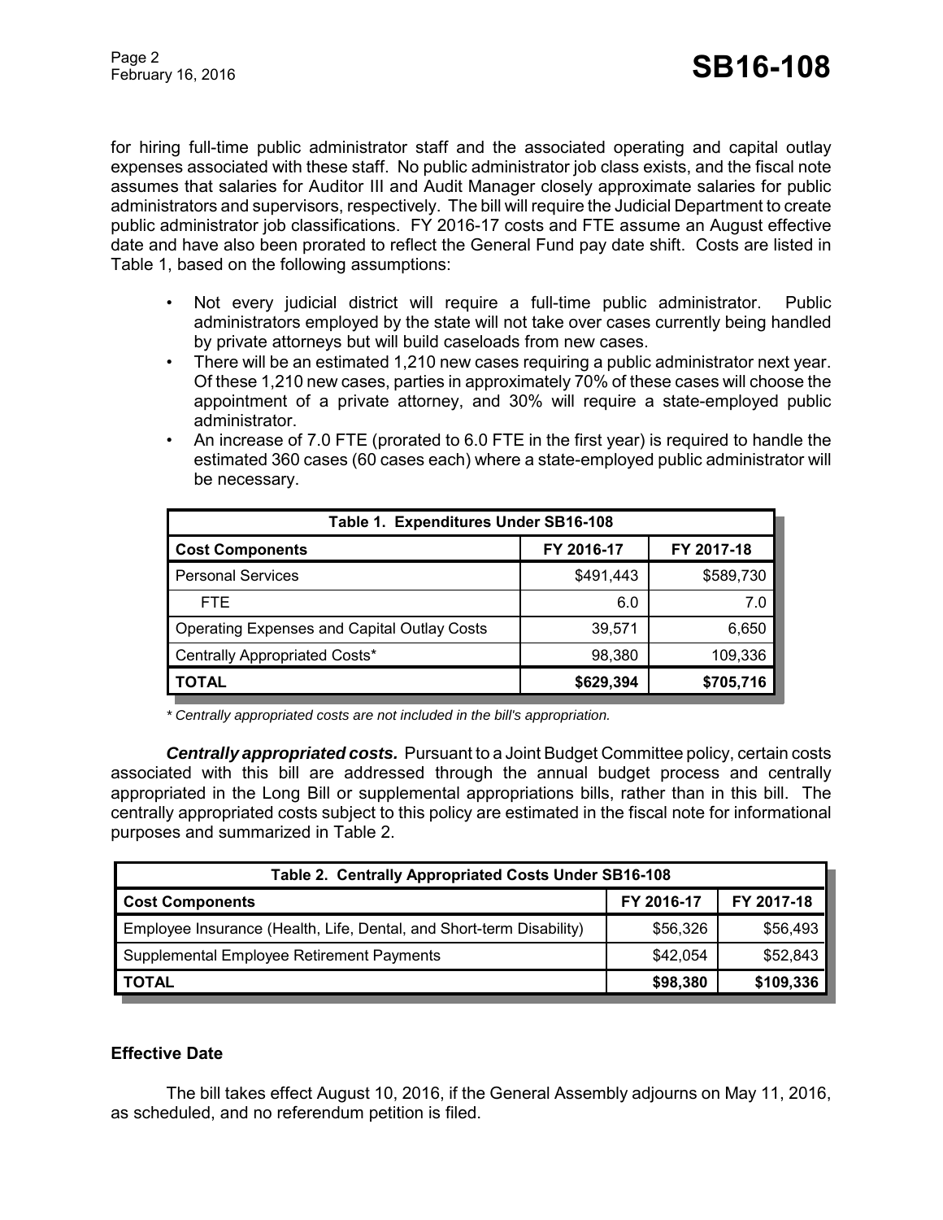for hiring full-time public administrator staff and the associated operating and capital outlay expenses associated with these staff. No public administrator job class exists, and the fiscal note assumes that salaries for Auditor III and Audit Manager closely approximate salaries for public administrators and supervisors, respectively. The bill will require the Judicial Department to create public administrator job classifications. FY 2016-17 costs and FTE assume an August effective date and have also been prorated to reflect the General Fund pay date shift. Costs are listed in Table 1, based on the following assumptions:

- Not every judicial district will require a full-time public administrator. Public administrators employed by the state will not take over cases currently being handled by private attorneys but will build caseloads from new cases.
- There will be an estimated 1,210 new cases requiring a public administrator next year. Of these 1,210 new cases, parties in approximately 70% of these cases will choose the appointment of a private attorney, and 30% will require a state-employed public administrator.
- An increase of 7.0 FTE (prorated to 6.0 FTE in the first year) is required to handle the estimated 360 cases (60 cases each) where a state-employed public administrator will be necessary.

| Table 1. Expenditures Under SB16-108 | | |
|---|---|---|
| **Cost Components** | **FY 2016-17** | **FY 2017-18** |
| Personal Services | $491,443 | $589,730 |
| FTE | 6.0 | 7.0 |
| Operating Expenses and Capital Outlay Costs | 39,571 | 6,650 |
| Centrally Appropriated Costs* | 98,380 | 109,336 |
| **TOTAL** | **$629,394** | **$705,716** |

*\* Centrally appropriated costs are not included in the bill's appropriation.*

***Centrally appropriated costs.*** Pursuant to a Joint Budget Committee policy, certain costs associated with this bill are addressed through the annual budget process and centrally appropriated in the Long Bill or supplemental appropriations bills, rather than in this bill. The centrally appropriated costs subject to this policy are estimated in the fiscal note for informational purposes and summarized in Table 2.

| Table 2. Centrally Appropriated Costs Under SB16-108 | | |
|---|---|---|
| **Cost Components** | **FY 2016-17** | **FY 2017-18** |
| Employee Insurance (Health, Life, Dental, and Short-term Disability) | $56,326 | $56,493 |
| Supplemental Employee Retirement Payments | $42,054 | $52,843 |
| **TOTAL** | **$98,380** | **$109,336** |

### Effective Date

The bill takes effect August 10, 2016, if the General Assembly adjourns on May 11, 2016, as scheduled, and no referendum petition is filed.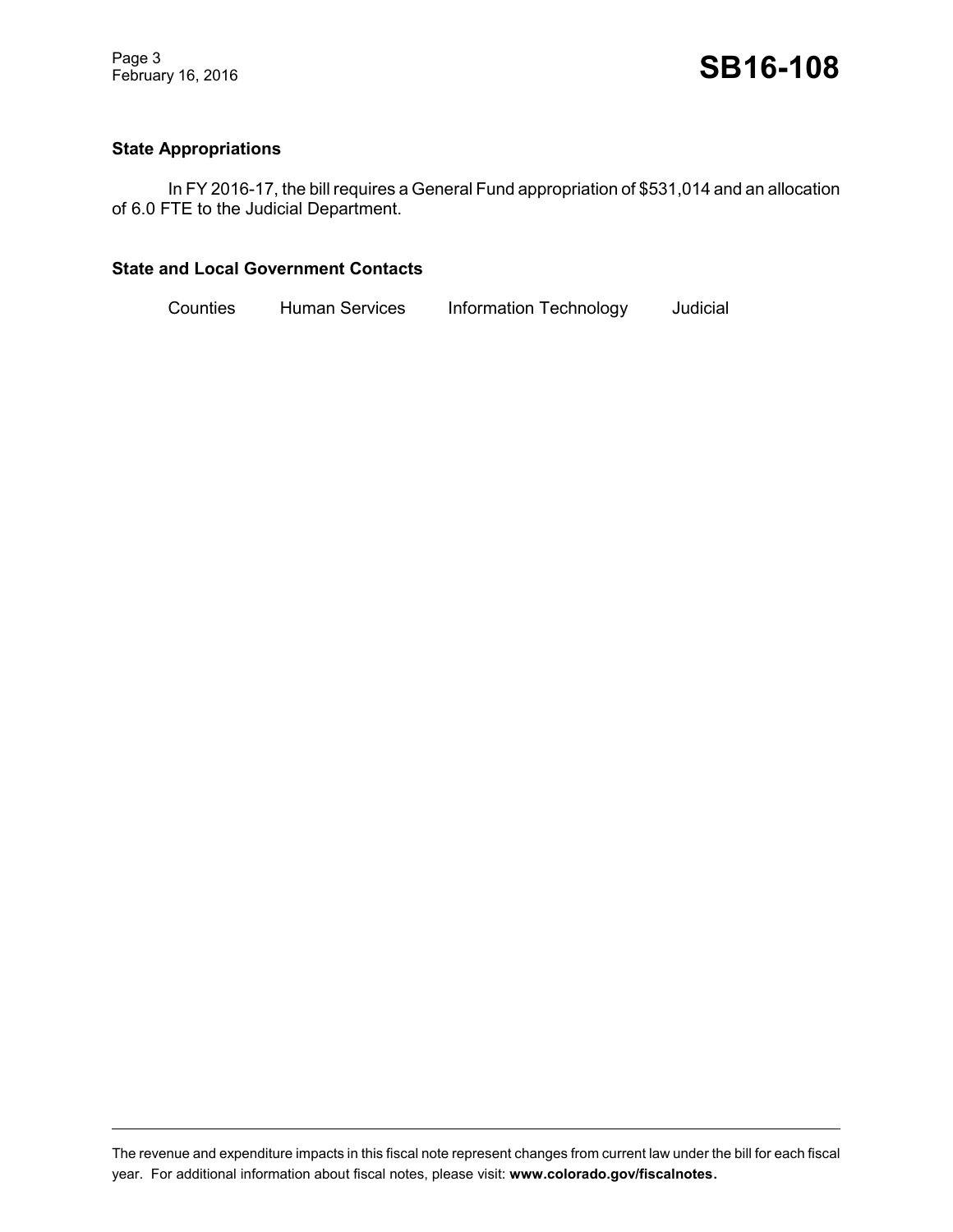**State Appropriations**

In FY 2016-17, the bill requires a General Fund appropriation of $531,014 and an allocation of 6.0 FTE to the Judicial Department.

**State and Local Government Contacts**

Counties Human Services Information Technology Judicial

The revenue and expenditure impacts in this fiscal note represent changes from current law under the bill for each fiscal year. For additional information about fiscal notes, please visit: **www.colorado.gov/fiscalnotes.**